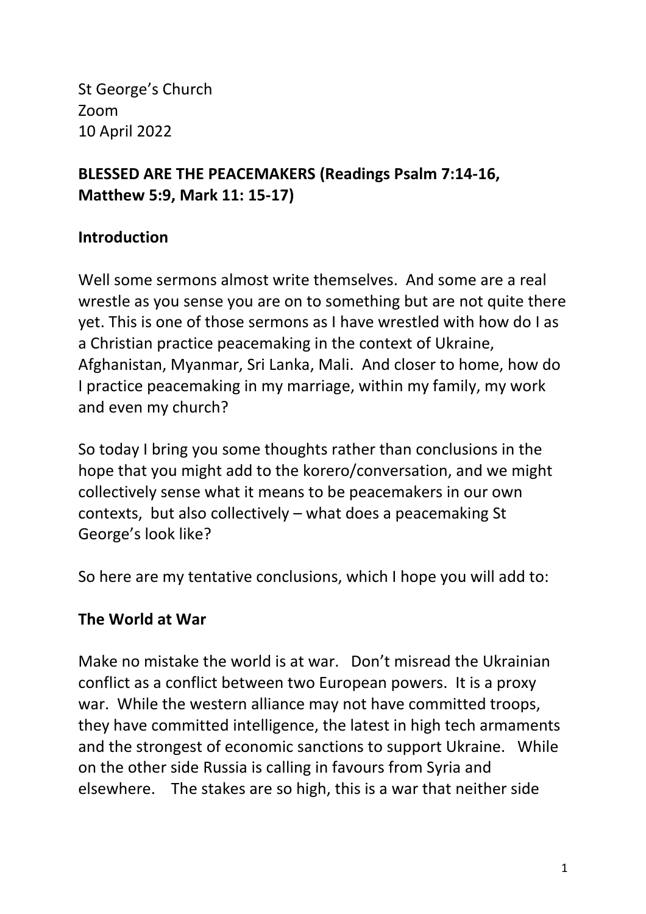St George's Church
Zoom
10 April 2022

**BLESSED ARE THE PEACEMAKERS (Readings Psalm 7:14-16, Matthew 5:9, Mark 11: 15-17)**

## Introduction

Well some sermons almost write themselves. And some are a real wrestle as you sense you are on to something but are not quite there yet. This is one of those sermons as I have wrestled with how do I as a Christian practice peacemaking in the context of Ukraine, Afghanistan, Myanmar, Sri Lanka, Mali. And closer to home, how do I practice peacemaking in my marriage, within my family, my work and even my church?

So today I bring you some thoughts rather than conclusions in the hope that you might add to the korero/conversation, and we might collectively sense what it means to be peacemakers in our own contexts, but also collectively – what does a peacemaking St George's look like?

So here are my tentative conclusions, which I hope you will add to:

## The World at War

Make no mistake the world is at war. Don't misread the Ukrainian conflict as a conflict between two European powers. It is a proxy war. While the western alliance may not have committed troops, they have committed intelligence, the latest in high tech armaments and the strongest of economic sanctions to support Ukraine. While on the other side Russia is calling in favours from Syria and elsewhere. The stakes are so high, this is a war that neither side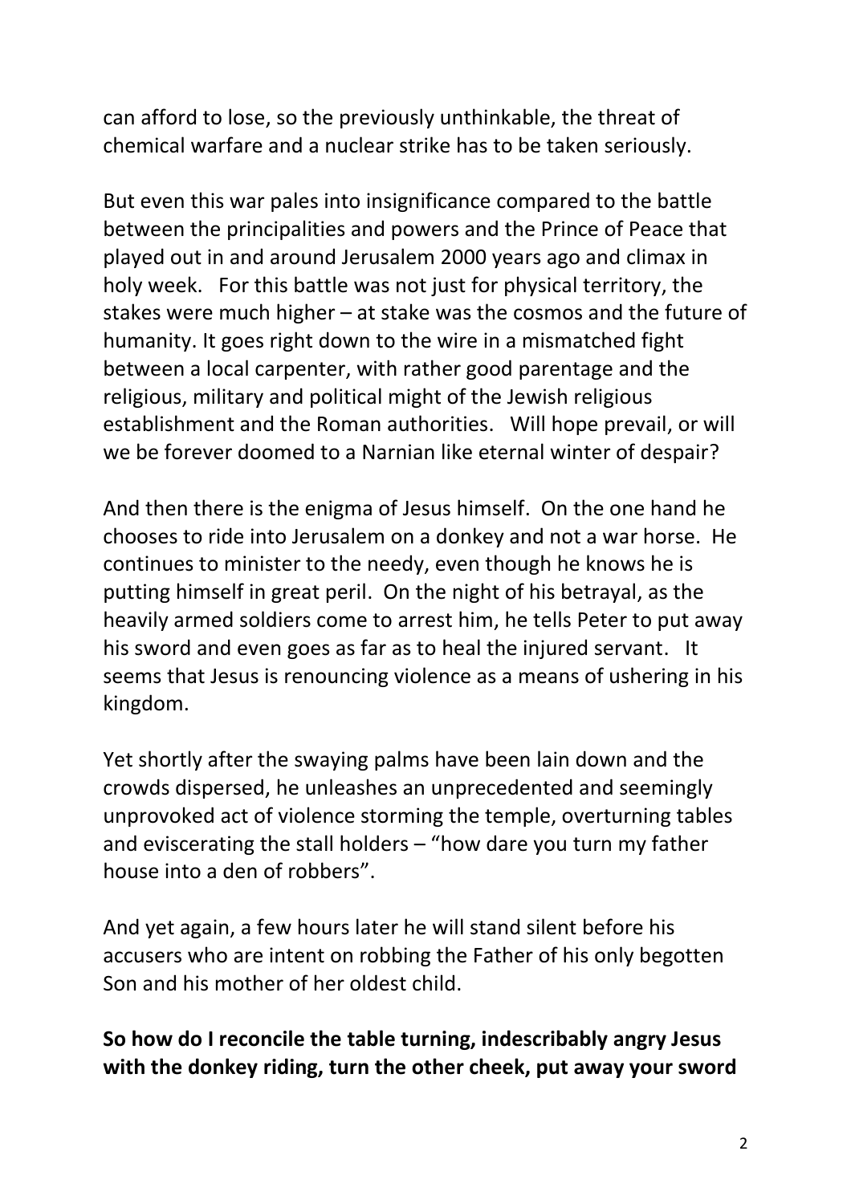can afford to lose, so the previously unthinkable, the threat of chemical warfare and a nuclear strike has to be taken seriously.

But even this war pales into insignificance compared to the battle between the principalities and powers and the Prince of Peace that played out in and around Jerusalem 2000 years ago and climax in holy week. For this battle was not just for physical territory, the stakes were much higher – at stake was the cosmos and the future of humanity. It goes right down to the wire in a mismatched fight between a local carpenter, with rather good parentage and the religious, military and political might of the Jewish religious establishment and the Roman authorities. Will hope prevail, or will we be forever doomed to a Narnian like eternal winter of despair?

And then there is the enigma of Jesus himself. On the one hand he chooses to ride into Jerusalem on a donkey and not a war horse. He continues to minister to the needy, even though he knows he is putting himself in great peril. On the night of his betrayal, as the heavily armed soldiers come to arrest him, he tells Peter to put away his sword and even goes as far as to heal the injured servant. It seems that Jesus is renouncing violence as a means of ushering in his kingdom.

Yet shortly after the swaying palms have been lain down and the crowds dispersed, he unleashes an unprecedented and seemingly unprovoked act of violence storming the temple, overturning tables and eviscerating the stall holders – "how dare you turn my father house into a den of robbers".

And yet again, a few hours later he will stand silent before his accusers who are intent on robbing the Father of his only begotten Son and his mother of her oldest child.

**So how do I reconcile the table turning, indescribably angry Jesus with the donkey riding, turn the other cheek, put away your sword**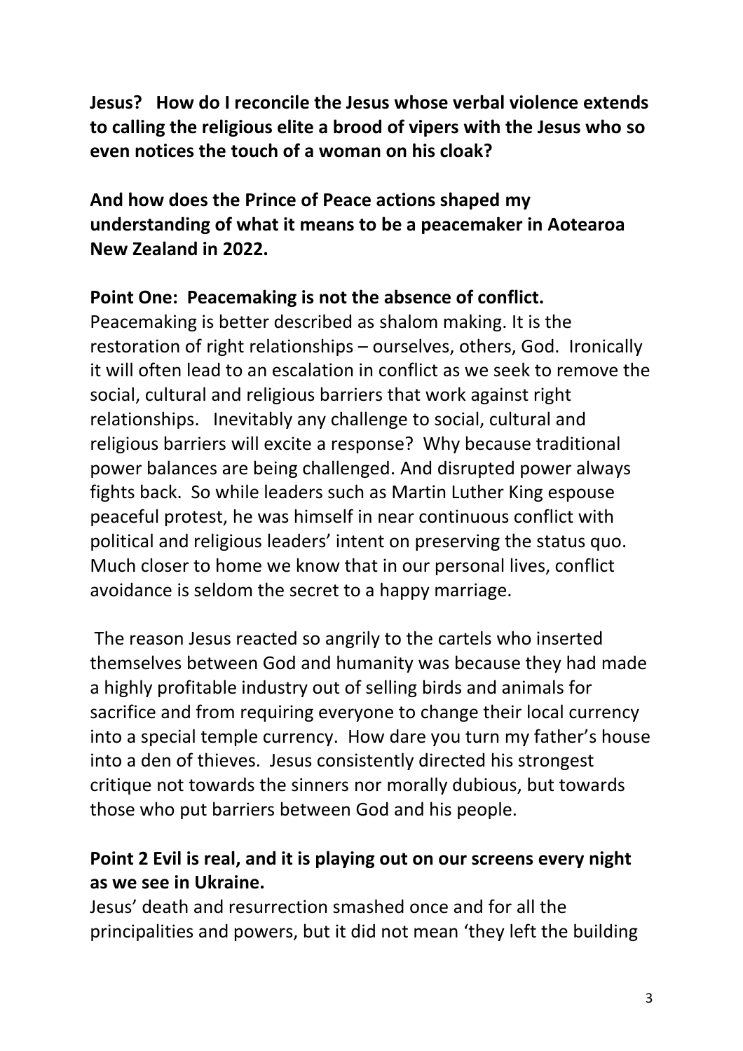**Jesus? How do I reconcile the Jesus whose verbal violence extends to calling the religious elite a brood of vipers with the Jesus who so even notices the touch of a woman on his cloak?**

**And how does the Prince of Peace actions shaped my understanding of what it means to be a peacemaker in Aotearoa New Zealand in 2022.**

**Point One: Peacemaking is not the absence of conflict.**

Peacemaking is better described as shalom making. It is the restoration of right relationships – ourselves, others, God. Ironically it will often lead to an escalation in conflict as we seek to remove the social, cultural and religious barriers that work against right relationships. Inevitably any challenge to social, cultural and religious barriers will excite a response? Why because traditional power balances are being challenged. And disrupted power always fights back. So while leaders such as Martin Luther King espouse peaceful protest, he was himself in near continuous conflict with political and religious leaders' intent on preserving the status quo. Much closer to home we know that in our personal lives, conflict avoidance is seldom the secret to a happy marriage.

The reason Jesus reacted so angrily to the cartels who inserted themselves between God and humanity was because they had made a highly profitable industry out of selling birds and animals for sacrifice and from requiring everyone to change their local currency into a special temple currency. How dare you turn my father's house into a den of thieves. Jesus consistently directed his strongest critique not towards the sinners nor morally dubious, but towards those who put barriers between God and his people.

**Point 2 Evil is real, and it is playing out on our screens every night as we see in Ukraine.**

Jesus' death and resurrection smashed once and for all the principalities and powers, but it did not mean 'they left the building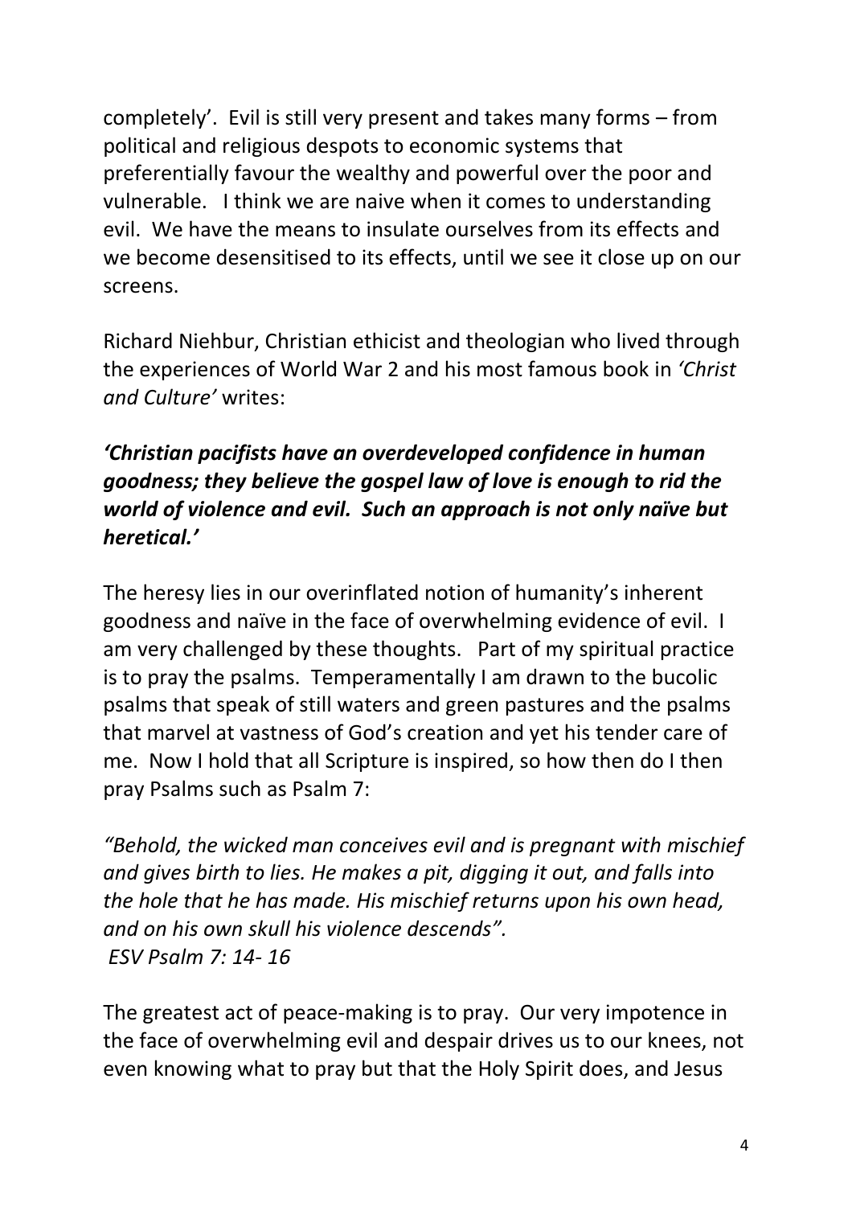completely'. Evil is still very present and takes many forms – from political and religious despots to economic systems that preferentially favour the wealthy and powerful over the poor and vulnerable. I think we are naive when it comes to understanding evil. We have the means to insulate ourselves from its effects and we become desensitised to its effects, until we see it close up on our screens.

Richard Niehbur, Christian ethicist and theologian who lived through the experiences of World War 2 and his most famous book in *'Christ and Culture'* writes:

***'Christian pacifists have an overdeveloped confidence in human goodness; they believe the gospel law of love is enough to rid the world of violence and evil. Such an approach is not only naïve but heretical.'***

The heresy lies in our overinflated notion of humanity's inherent goodness and naïve in the face of overwhelming evidence of evil. I am very challenged by these thoughts. Part of my spiritual practice is to pray the psalms. Temperamentally I am drawn to the bucolic psalms that speak of still waters and green pastures and the psalms that marvel at vastness of God's creation and yet his tender care of me. Now I hold that all Scripture is inspired, so how then do I then pray Psalms such as Psalm 7:

*"Behold, the wicked man conceives evil and is pregnant with mischief and gives birth to lies. He makes a pit, digging it out, and falls into the hole that he has made. His mischief returns upon his own head, and on his own skull his violence descends".*
*ESV Psalm 7: 14- 16*

The greatest act of peace-making is to pray. Our very impotence in the face of overwhelming evil and despair drives us to our knees, not even knowing what to pray but that the Holy Spirit does, and Jesus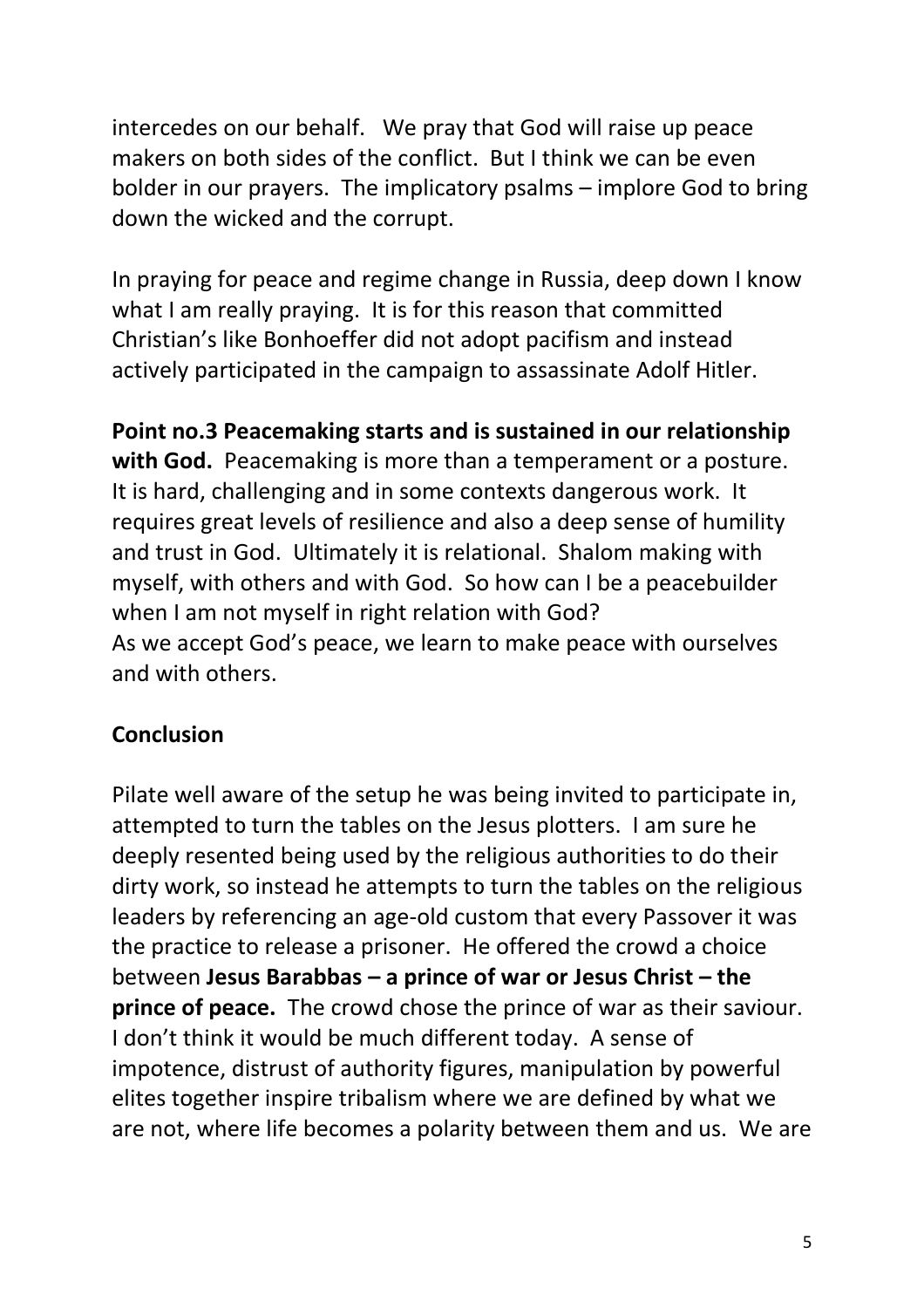intercedes on our behalf.  We pray that God will raise up peace makers on both sides of the conflict.  But I think we can be even bolder in our prayers.  The implicatory psalms – implore God to bring down the wicked and the corrupt.

In praying for peace and regime change in Russia, deep down I know what I am really praying.  It is for this reason that committed Christian's like Bonhoeffer did not adopt pacifism and instead actively participated in the campaign to assassinate Adolf Hitler.

**Point no.3 Peacemaking starts and is sustained in our relationship with God.** Peacemaking is more than a temperament or a posture. It is hard, challenging and in some contexts dangerous work.  It requires great levels of resilience and also a deep sense of humility and trust in God.  Ultimately it is relational.  Shalom making with myself, with others and with God.  So how can I be a peacebuilder when I am not myself in right relation with God?
As we accept God's peace, we learn to make peace with ourselves and with others.

**Conclusion**

Pilate well aware of the setup he was being invited to participate in, attempted to turn the tables on the Jesus plotters.  I am sure he deeply resented being used by the religious authorities to do their dirty work, so instead he attempts to turn the tables on the religious leaders by referencing an age-old custom that every Passover it was the practice to release a prisoner.  He offered the crowd a choice between **Jesus Barabbas – a prince of war or Jesus Christ – the prince of peace.** The crowd chose the prince of war as their saviour. I don't think it would be much different today.  A sense of impotence, distrust of authority figures, manipulation by powerful elites together inspire tribalism where we are defined by what we are not, where life becomes a polarity between them and us.  We are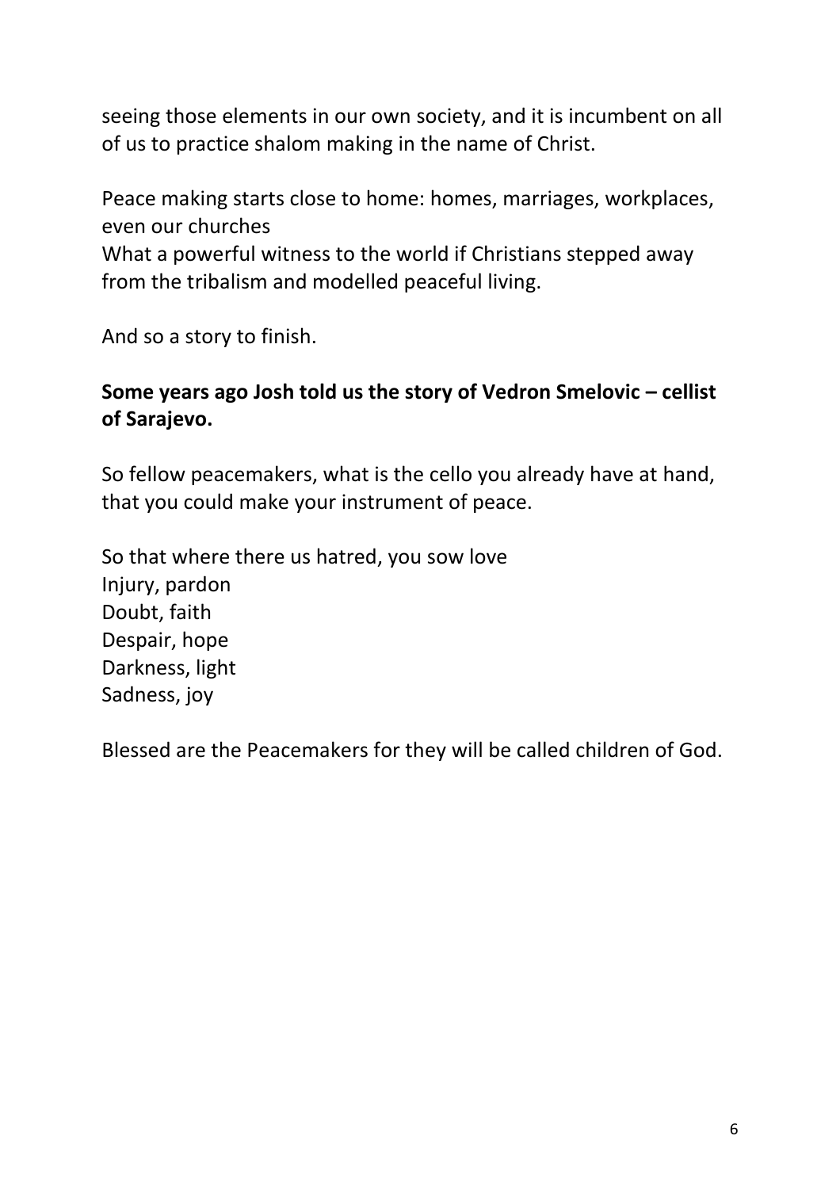seeing those elements in our own society, and it is incumbent on all of us to practice shalom making in the name of Christ.

Peace making starts close to home: homes, marriages, workplaces, even our churches
What a powerful witness to the world if Christians stepped away from the tribalism and modelled peaceful living.

And so a story to finish.

**Some years ago Josh told us the story of Vedron Smelovic – cellist of Sarajevo.**

So fellow peacemakers, what is the cello you already have at hand, that you could make your instrument of peace.

So that where there us hatred, you sow love
Injury, pardon
Doubt, faith
Despair, hope
Darkness, light
Sadness, joy

Blessed are the Peacemakers for they will be called children of God.